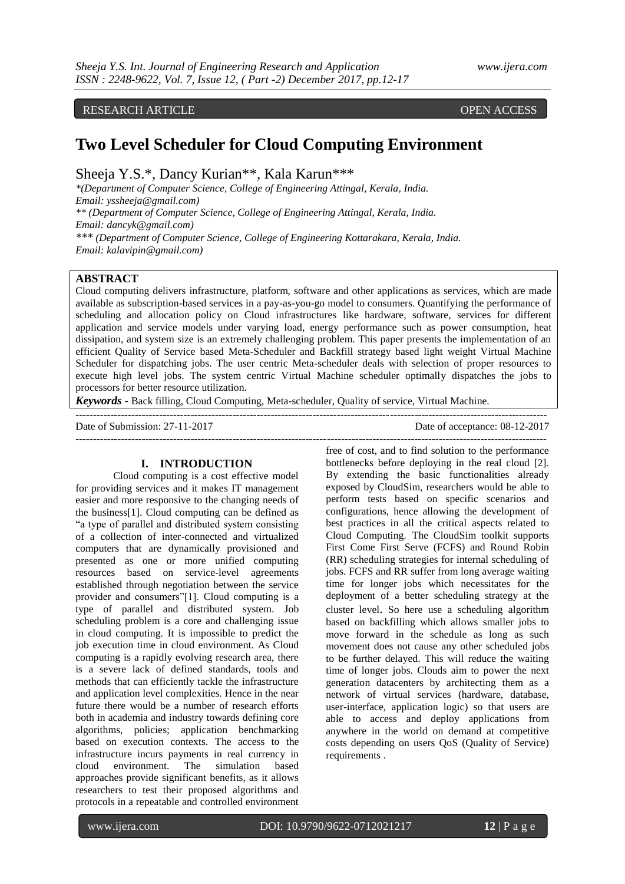RESEARCH ARTICLE OPEN ACCESS

# Two Level Scheduler for Cloud Computing Environment

Sheeja Y.S.*, Dancy Kurian**, Kala Karun***

*(Department of Computer Science, College of Engineering Attingal, Kerala, India.
Email: yssheeja@gmail.com)
** (Department of Computer Science, College of Engineering Attingal, Kerala, India.
Email: dancyk@gmail.com)
*** (Department of Computer Science, College of Engineering Kottarakara, Kerala, India.
Email: kalavipin@gmail.com)

## ABSTRACT

Cloud computing delivers infrastructure, platform, software and other applications as services, which are made available as subscription-based services in a pay-as-you-go model to consumers. Quantifying the performance of scheduling and allocation policy on Cloud infrastructures like hardware, software, services for different application and service models under varying load, energy performance such as power consumption, heat dissipation, and system size is an extremely challenging problem. This paper presents the implementation of an efficient Quality of Service based Meta-Scheduler and Backfill strategy based light weight Virtual Machine Scheduler for dispatching jobs. The user centric Meta-scheduler deals with selection of proper resources to execute high level jobs. The system centric Virtual Machine scheduler optimally dispatches the jobs to processors for better resource utilization.

***Keywords*** - Back filling, Cloud Computing, Meta-scheduler, Quality of service, Virtual Machine.

Date of Submission: 27-11-2017 Date of acceptance: 08-12-2017

## I. INTRODUCTION

Cloud computing is a cost effective model for providing services and it makes IT management easier and more responsive to the changing needs of the business[1]. Cloud computing can be defined as "a type of parallel and distributed system consisting of a collection of inter-connected and virtualized computers that are dynamically provisioned and presented as one or more unified computing resources based on service-level agreements established through negotiation between the service provider and consumers"[1]. Cloud computing is a type of parallel and distributed system. Job scheduling problem is a core and challenging issue in cloud computing. It is impossible to predict the job execution time in cloud environment. As Cloud computing is a rapidly evolving research area, there is a severe lack of defined standards, tools and methods that can efficiently tackle the infrastructure and application level complexities. Hence in the near future there would be a number of research efforts both in academia and industry towards defining core algorithms, policies; application benchmarking based on execution contexts. The access to the infrastructure incurs payments in real currency in cloud environment. The simulation based approaches provide significant benefits, as it allows researchers to test their proposed algorithms and protocols in a repeatable and controlled environment free of cost, and to find solution to the performance bottlenecks before deploying in the real cloud [2]. By extending the basic functionalities already exposed by CloudSim, researchers would be able to perform tests based on specific scenarios and configurations, hence allowing the development of best practices in all the critical aspects related to Cloud Computing. The CloudSim toolkit supports First Come First Serve (FCFS) and Round Robin (RR) scheduling strategies for internal scheduling of jobs. FCFS and RR suffer from long average waiting time for longer jobs which necessitates for the deployment of a better scheduling strategy at the cluster level. So here use a scheduling algorithm based on backfilling which allows smaller jobs to move forward in the schedule as long as such movement does not cause any other scheduled jobs to be further delayed. This will reduce the waiting time of longer jobs. Clouds aim to power the next generation datacenters by architecting them as a network of virtual services (hardware, database, user-interface, application logic) so that users are able to access and deploy applications from anywhere in the world on demand at competitive costs depending on users QoS (Quality of Service) requirements .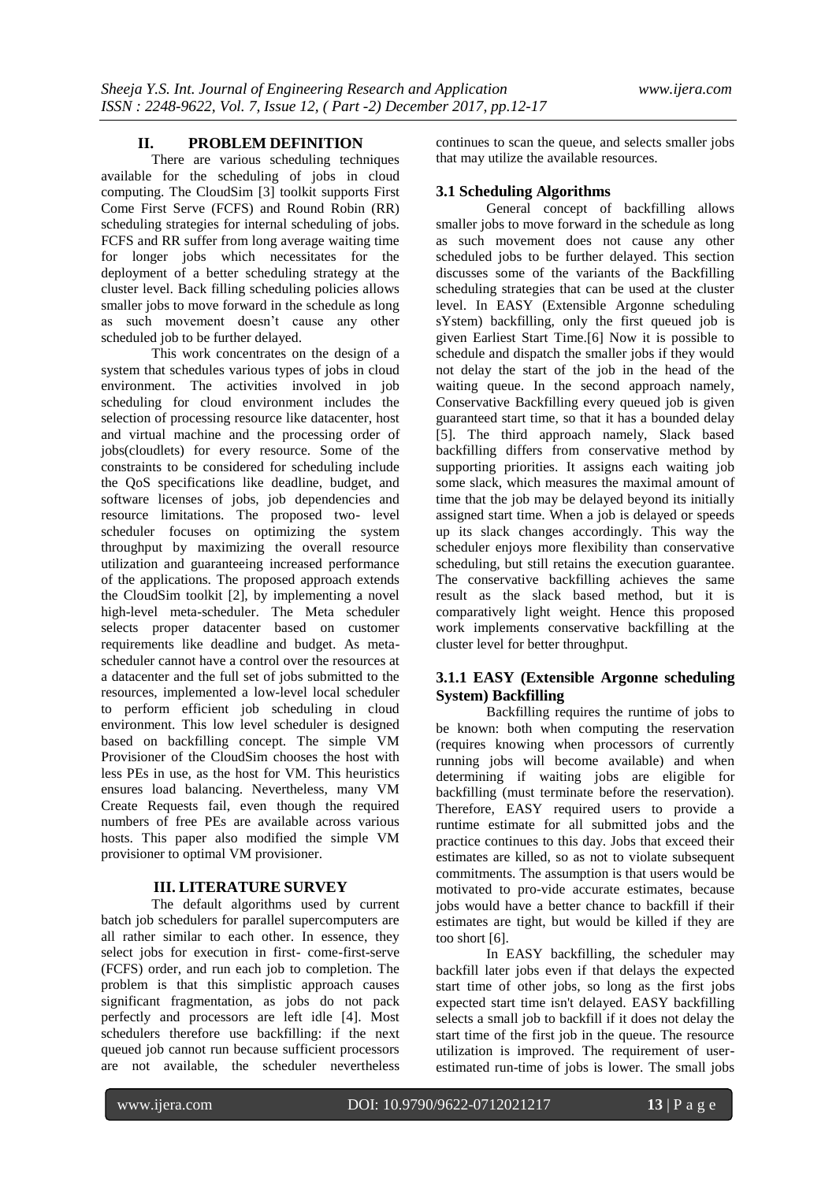## II. PROBLEM DEFINITION

There are various scheduling techniques available for the scheduling of jobs in cloud computing. The CloudSim [3] toolkit supports First Come First Serve (FCFS) and Round Robin (RR) scheduling strategies for internal scheduling of jobs. FCFS and RR suffer from long average waiting time for longer jobs which necessitates for the deployment of a better scheduling strategy at the cluster level. Back filling scheduling policies allows smaller jobs to move forward in the schedule as long as such movement doesn't cause any other scheduled job to be further delayed.

This work concentrates on the design of a system that schedules various types of jobs in cloud environment. The activities involved in job scheduling for cloud environment includes the selection of processing resource like datacenter, host and virtual machine and the processing order of jobs(cloudlets) for every resource. Some of the constraints to be considered for scheduling include the QoS specifications like deadline, budget, and software licenses of jobs, job dependencies and resource limitations. The proposed two- level scheduler focuses on optimizing the system throughput by maximizing the overall resource utilization and guaranteeing increased performance of the applications. The proposed approach extends the CloudSim toolkit [2], by implementing a novel high-level meta-scheduler. The Meta scheduler selects proper datacenter based on customer requirements like deadline and budget. As meta-scheduler cannot have a control over the resources at a datacenter and the full set of jobs submitted to the resources, implemented a low-level local scheduler to perform efficient job scheduling in cloud environment. This low level scheduler is designed based on backfilling concept. The simple VM Provisioner of the CloudSim chooses the host with less PEs in use, as the host for VM. This heuristics ensures load balancing. Nevertheless, many VM Create Requests fail, even though the required numbers of free PEs are available across various hosts. This paper also modified the simple VM provisioner to optimal VM provisioner.

## III. LITERATURE SURVEY

The default algorithms used by current batch job schedulers for parallel supercomputers are all rather similar to each other. In essence, they select jobs for execution in first- come-first-serve (FCFS) order, and run each job to completion. The problem is that this simplistic approach causes significant fragmentation, as jobs do not pack perfectly and processors are left idle [4]. Most schedulers therefore use backfilling: if the next queued job cannot run because sufficient processors are not available, the scheduler nevertheless continues to scan the queue, and selects smaller jobs that may utilize the available resources.

### 3.1 Scheduling Algorithms

General concept of backfilling allows smaller jobs to move forward in the schedule as long as such movement does not cause any other scheduled jobs to be further delayed. This section discusses some of the variants of the Backfilling scheduling strategies that can be used at the cluster level. In EASY (Extensible Argonne scheduling sYstem) backfilling, only the first queued job is given Earliest Start Time.[6] Now it is possible to schedule and dispatch the smaller jobs if they would not delay the start of the job in the head of the waiting queue. In the second approach namely, Conservative Backfilling every queued job is given guaranteed start time, so that it has a bounded delay [5]. The third approach namely, Slack based backfilling differs from conservative method by supporting priorities. It assigns each waiting job some slack, which measures the maximal amount of time that the job may be delayed beyond its initially assigned start time. When a job is delayed or speeds up its slack changes accordingly. This way the scheduler enjoys more flexibility than conservative scheduling, but still retains the execution guarantee. The conservative backfilling achieves the same result as the slack based method, but it is comparatively light weight. Hence this proposed work implements conservative backfilling at the cluster level for better throughput.

### 3.1.1 EASY (Extensible Argonne scheduling System) Backfilling

Backfilling requires the runtime of jobs to be known: both when computing the reservation (requires knowing when processors of currently running jobs will become available) and when determining if waiting jobs are eligible for backfilling (must terminate before the reservation). Therefore, EASY required users to provide a runtime estimate for all submitted jobs and the practice continues to this day. Jobs that exceed their estimates are killed, so as not to violate subsequent commitments. The assumption is that users would be motivated to pro-vide accurate estimates, because jobs would have a better chance to backfill if their estimates are tight, but would be killed if they are too short [6].

In EASY backfilling, the scheduler may backfill later jobs even if that delays the expected start time of other jobs, so long as the first jobs expected start time isn't delayed. EASY backfilling selects a small job to backfill if it does not delay the start time of the first job in the queue. The resource utilization is improved. The requirement of user-estimated run-time of jobs is lower. The small jobs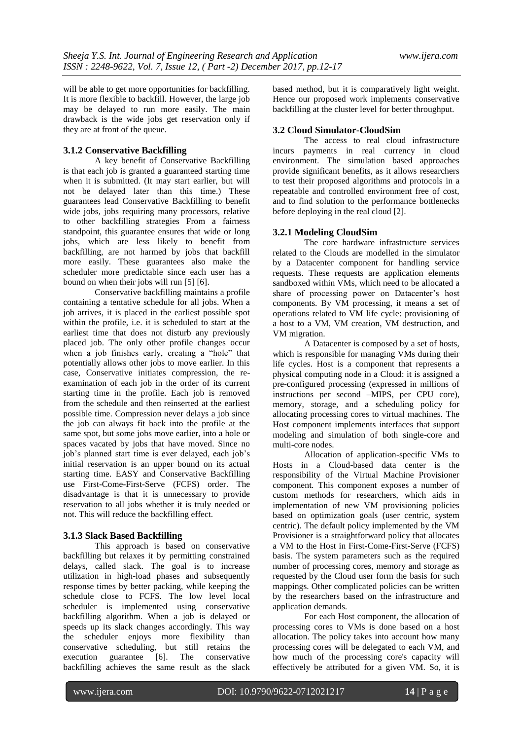will be able to get more opportunities for backfilling. It is more flexible to backfill. However, the large job may be delayed to run more easily. The main drawback is the wide jobs get reservation only if they are at front of the queue.

### 3.1.2 Conservative Backfilling

A key benefit of Conservative Backfilling is that each job is granted a guaranteed starting time when it is submitted. (It may start earlier, but will not be delayed later than this time.) These guarantees lead Conservative Backfilling to benefit wide jobs, jobs requiring many processors, relative to other backfilling strategies From a fairness standpoint, this guarantee ensures that wide or long jobs, which are less likely to benefit from backfilling, are not harmed by jobs that backfill more easily. These guarantees also make the scheduler more predictable since each user has a bound on when their jobs will run [5] [6].

Conservative backfilling maintains a profile containing a tentative schedule for all jobs. When a job arrives, it is placed in the earliest possible spot within the profile, i.e. it is scheduled to start at the earliest time that does not disturb any previously placed job. The only other profile changes occur when a job finishes early, creating a "hole" that potentially allows other jobs to move earlier. In this case, Conservative initiates compression, the re-examination of each job in the order of its current starting time in the profile. Each job is removed from the schedule and then reinserted at the earliest possible time. Compression never delays a job since the job can always fit back into the profile at the same spot, but some jobs move earlier, into a hole or spaces vacated by jobs that have moved. Since no job's planned start time is ever delayed, each job's initial reservation is an upper bound on its actual starting time. EASY and Conservative Backfilling use First-Come-First-Serve (FCFS) order. The disadvantage is that it is unnecessary to provide reservation to all jobs whether it is truly needed or not. This will reduce the backfilling effect.

### 3.1.3 Slack Based Backfilling

This approach is based on conservative backfilling but relaxes it by permitting constrained delays, called slack. The goal is to increase utilization in high-load phases and subsequently response times by better packing, while keeping the schedule close to FCFS. The low level local scheduler is implemented using conservative backfilling algorithm. When a job is delayed or speeds up its slack changes accordingly. This way the scheduler enjoys more flexibility than conservative scheduling, but still retains the execution guarantee [6]. The conservative backfilling achieves the same result as the slack based method, but it is comparatively light weight. Hence our proposed work implements conservative backfilling at the cluster level for better throughput.

## 3.2 Cloud Simulator-CloudSim

The access to real cloud infrastructure incurs payments in real currency in cloud environment. The simulation based approaches provide significant benefits, as it allows researchers to test their proposed algorithms and protocols in a repeatable and controlled environment free of cost, and to find solution to the performance bottlenecks before deploying in the real cloud [2].

### 3.2.1 Modeling CloudSim

The core hardware infrastructure services related to the Clouds are modelled in the simulator by a Datacenter component for handling service requests. These requests are application elements sandboxed within VMs, which need to be allocated a share of processing power on Datacenter's host components. By VM processing, it means a set of operations related to VM life cycle: provisioning of a host to a VM, VM creation, VM destruction, and VM migration.

A Datacenter is composed by a set of hosts, which is responsible for managing VMs during their life cycles. Host is a component that represents a physical computing node in a Cloud: it is assigned a pre-configured processing (expressed in millions of instructions per second –MIPS, per CPU core), memory, storage, and a scheduling policy for allocating processing cores to virtual machines. The Host component implements interfaces that support modeling and simulation of both single-core and multi-core nodes.

Allocation of application-specific VMs to Hosts in a Cloud-based data center is the responsibility of the Virtual Machine Provisioner component. This component exposes a number of custom methods for researchers, which aids in implementation of new VM provisioning policies based on optimization goals (user centric, system centric). The default policy implemented by the VM Provisioner is a straightforward policy that allocates a VM to the Host in First-Come-First-Serve (FCFS) basis. The system parameters such as the required number of processing cores, memory and storage as requested by the Cloud user form the basis for such mappings. Other complicated policies can be written by the researchers based on the infrastructure and application demands.

For each Host component, the allocation of processing cores to VMs is done based on a host allocation. The policy takes into account how many processing cores will be delegated to each VM, and how much of the processing core's capacity will effectively be attributed for a given VM. So, it is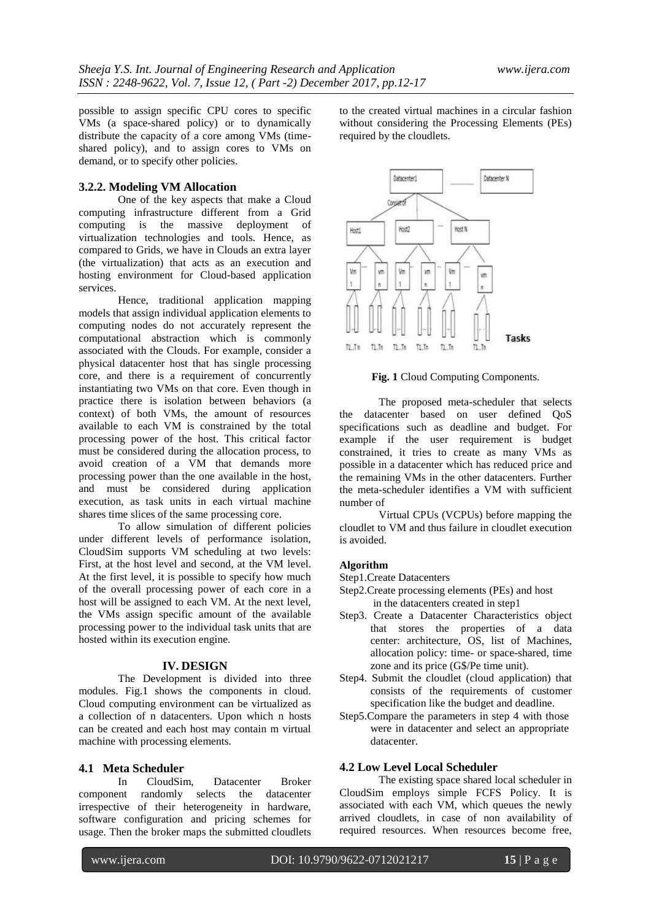possible to assign specific CPU cores to specific VMs (a space-shared policy) or to dynamically distribute the capacity of a core among VMs (time-shared policy), and to assign cores to VMs on demand, or to specify other policies.

### 3.2.2. Modeling VM Allocation

One of the key aspects that make a Cloud computing infrastructure different from a Grid computing is the massive deployment of virtualization technologies and tools. Hence, as compared to Grids, we have in Clouds an extra layer (the virtualization) that acts as an execution and hosting environment for Cloud-based application services.

Hence, traditional application mapping models that assign individual application elements to computing nodes do not accurately represent the computational abstraction which is commonly associated with the Clouds. For example, consider a physical datacenter host that has single processing core, and there is a requirement of concurrently instantiating two VMs on that core. Even though in practice there is isolation between behaviors (a context) of both VMs, the amount of resources available to each VM is constrained by the total processing power of the host. This critical factor must be considered during the allocation process, to avoid creation of a VM that demands more processing power than the one available in the host, and must be considered during application execution, as task units in each virtual machine shares time slices of the same processing core.

To allow simulation of different policies under different levels of performance isolation, CloudSim supports VM scheduling at two levels: First, at the host level and second, at the VM level. At the first level, it is possible to specify how much of the overall processing power of each core in a host will be assigned to each VM. At the next level, the VMs assign specific amount of the available processing power to the individual task units that are hosted within its execution engine.

## IV. DESIGN

The Development is divided into three modules. Fig.1 shows the components in cloud. Cloud computing environment can be virtualized as a collection of n datacenters. Upon which n hosts can be created and each host may contain m virtual machine with processing elements.

### 4.1 Meta Scheduler

In CloudSim, Datacenter Broker component randomly selects the datacenter irrespective of their heterogeneity in hardware, software configuration and pricing schemes for usage. Then the broker maps the submitted cloudlets to the created virtual machines in a circular fashion without considering the Processing Elements (PEs) required by the cloudlets.

**Fig. 1** Cloud Computing Components.

The proposed meta-scheduler that selects the datacenter based on user defined QoS specifications such as deadline and budget. For example if the user requirement is budget constrained, it tries to create as many VMs as possible in a datacenter which has reduced price and the remaining VMs in the other datacenters. Further the meta-scheduler identifies a VM with sufficient number of

Virtual CPUs (VCPUs) before mapping the cloudlet to VM and thus failure in cloudlet execution is avoided.

**Algorithm**

Step1.Create Datacenters

Step2.Create processing elements (PEs) and host in the datacenters created in step1

Step3. Create a Datacenter Characteristics object that stores the properties of a data center: architecture, OS, list of Machines, allocation policy: time- or space-shared, time zone and its price (G$/Pe time unit).

Step4. Submit the cloudlet (cloud application) that consists of the requirements of customer specification like the budget and deadline.

Step5.Compare the parameters in step 4 with those were in datacenter and select an appropriate datacenter.

### 4.2 Low Level Local Scheduler

The existing space shared local scheduler in CloudSim employs simple FCFS Policy. It is associated with each VM, which queues the newly arrived cloudlets, in case of non availability of required resources. When resources become free,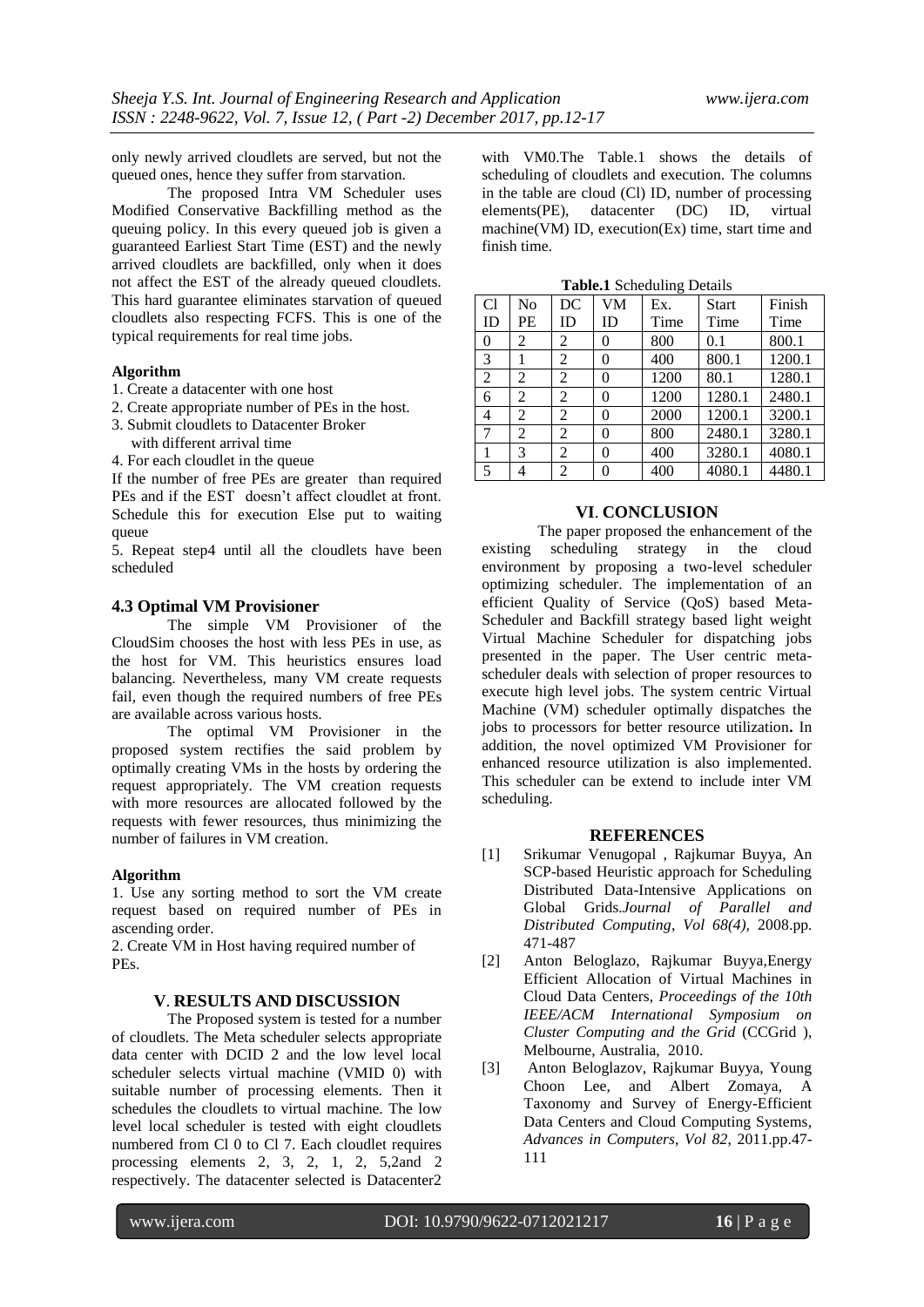only newly arrived cloudlets are served, but not the queued ones, hence they suffer from starvation.

The proposed Intra VM Scheduler uses Modified Conservative Backfilling method as the queuing policy. In this every queued job is given a guaranteed Earliest Start Time (EST) and the newly arrived cloudlets are backfilled, only when it does not affect the EST of the already queued cloudlets. This hard guarantee eliminates starvation of queued cloudlets also respecting FCFS. This is one of the typical requirements for real time jobs.

**Algorithm**

1. Create a datacenter with one host
2. Create appropriate number of PEs in the host.
3. Submit cloudlets to Datacenter Broker with different arrival time
4. For each cloudlet in the queue

If the number of free PEs are greater than required PEs and if the EST doesn't affect cloudlet at front. Schedule this for execution Else put to waiting queue

5. Repeat step4 until all the cloudlets have been scheduled

### 4.3 Optimal VM Provisioner

The simple VM Provisioner of the CloudSim chooses the host with less PEs in use, as the host for VM. This heuristics ensures load balancing. Nevertheless, many VM create requests fail, even though the required numbers of free PEs are available across various hosts.

The optimal VM Provisioner in the proposed system rectifies the said problem by optimally creating VMs in the hosts by ordering the request appropriately. The VM creation requests with more resources are allocated followed by the requests with fewer resources, thus minimizing the number of failures in VM creation.

**Algorithm**

1. Use any sorting method to sort the VM create request based on required number of PEs in ascending order.
2. Create VM in Host having required number of PEs.

## V. RESULTS AND DISCUSSION

The Proposed system is tested for a number of cloudlets. The Meta scheduler selects appropriate data center with DCID 2 and the low level local scheduler selects virtual machine (VMID 0) with suitable number of processing elements. Then it schedules the cloudlets to virtual machine. The low level local scheduler is tested with eight cloudlets numbered from Cl 0 to Cl 7. Each cloudlet requires processing elements 2, 3, 2, 1, 2, 5,2and 2 respectively. The datacenter selected is Datacenter2 with VM0.The Table.1 shows the details of scheduling of cloudlets and execution. The columns in the table are cloud (Cl) ID, number of processing elements(PE), datacenter (DC) ID, virtual machine(VM) ID, execution(Ex) time, start time and finish time.

**Table.1** Scheduling Details

| Cl ID | No PE | DC ID | VM ID | Ex. Time | Start Time | Finish Time |
|---|---|---|---|---|---|---|
| 0 | 2 | 2 | 0 | 800 | 0.1 | 800.1 |
| 3 | 1 | 2 | 0 | 400 | 800.1 | 1200.1 |
| 2 | 2 | 2 | 0 | 1200 | 80.1 | 1280.1 |
| 6 | 2 | 2 | 0 | 1200 | 1280.1 | 2480.1 |
| 4 | 2 | 2 | 0 | 2000 | 1200.1 | 3200.1 |
| 7 | 2 | 2 | 0 | 800 | 2480.1 | 3280.1 |
| 1 | 3 | 2 | 0 | 400 | 3280.1 | 4080.1 |
| 5 | 4 | 2 | 0 | 400 | 4080.1 | 4480.1 |

## VI. CONCLUSION

The paper proposed the enhancement of the existing scheduling strategy in the cloud environment by proposing a two-level scheduler optimizing scheduler. The implementation of an efficient Quality of Service (QoS) based Meta-Scheduler and Backfill strategy based light weight Virtual Machine Scheduler for dispatching jobs presented in the paper. The User centric meta-scheduler deals with selection of proper resources to execute high level jobs. The system centric Virtual Machine (VM) scheduler optimally dispatches the jobs to processors for better resource utilization**.** In addition, the novel optimized VM Provisioner for enhanced resource utilization is also implemented. This scheduler can be extend to include inter VM scheduling.

## REFERENCES

[1] Srikumar Venugopal , Rajkumar Buyya, An SCP-based Heuristic approach for Scheduling Distributed Data-Intensive Applications on Global Grids.*Journal of Parallel and Distributed Computing*, *Vol 68(4)*, 2008.pp. 471-487

[2] Anton Beloglazo, Rajkumar Buyya,Energy Efficient Allocation of Virtual Machines in Cloud Data Centers, *Proceedings of the 10th IEEE/ACM International Symposium on Cluster Computing and the Grid* (CCGrid ), Melbourne, Australia, 2010.

[3] Anton Beloglazov, Rajkumar Buyya, Young Choon Lee, and Albert Zomaya, A Taxonomy and Survey of Energy-Efficient Data Centers and Cloud Computing Systems, *Advances in Computers*, *Vol 82*, 2011.pp.47-111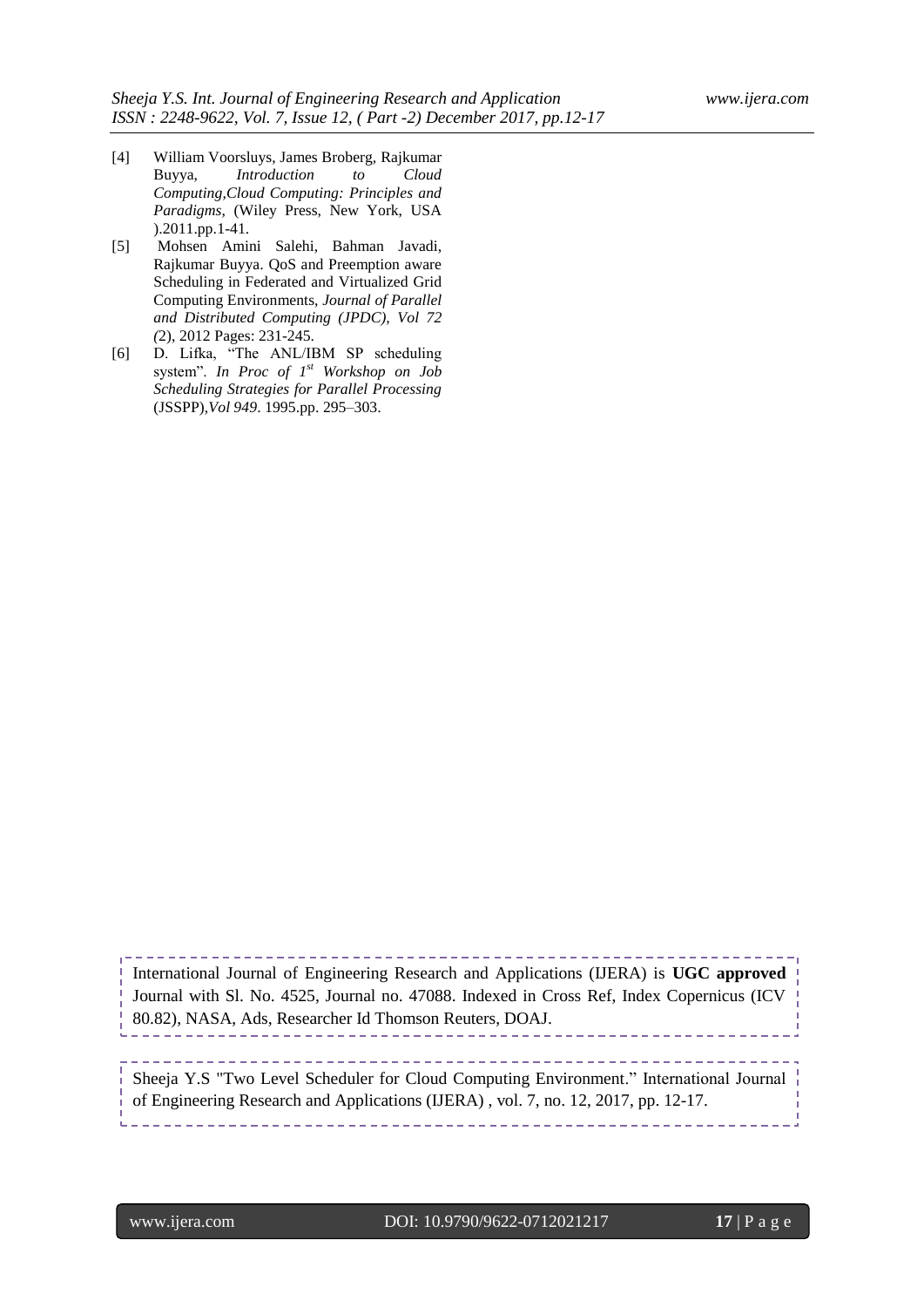[4] William Voorsluys, James Broberg, Rajkumar Buyya, *Introduction to Cloud Computing,Cloud Computing: Principles and Paradigms*, (Wiley Press, New York, USA ).2011.pp.1-41.

[5] Mohsen Amini Salehi, Bahman Javadi, Rajkumar Buyya. QoS and Preemption aware Scheduling in Federated and Virtualized Grid Computing Environments, *Journal of Parallel and Distributed Computing (JPDC), Vol 72 (*2), 2012 Pages: 231-245.

[6] D. Lifka, "The ANL/IBM SP scheduling system". *In Proc of 1st Workshop on Job Scheduling Strategies for Parallel Processing* (JSSPP),*Vol 949*. 1995.pp. 295–303.

International Journal of Engineering Research and Applications (IJERA) is **UGC approved** Journal with Sl. No. 4525, Journal no. 47088. Indexed in Cross Ref, Index Copernicus (ICV 80.82), NASA, Ads, Researcher Id Thomson Reuters, DOAJ.

Sheeja Y.S "Two Level Scheduler for Cloud Computing Environment." International Journal of Engineering Research and Applications (IJERA) , vol. 7, no. 12, 2017, pp. 12-17.